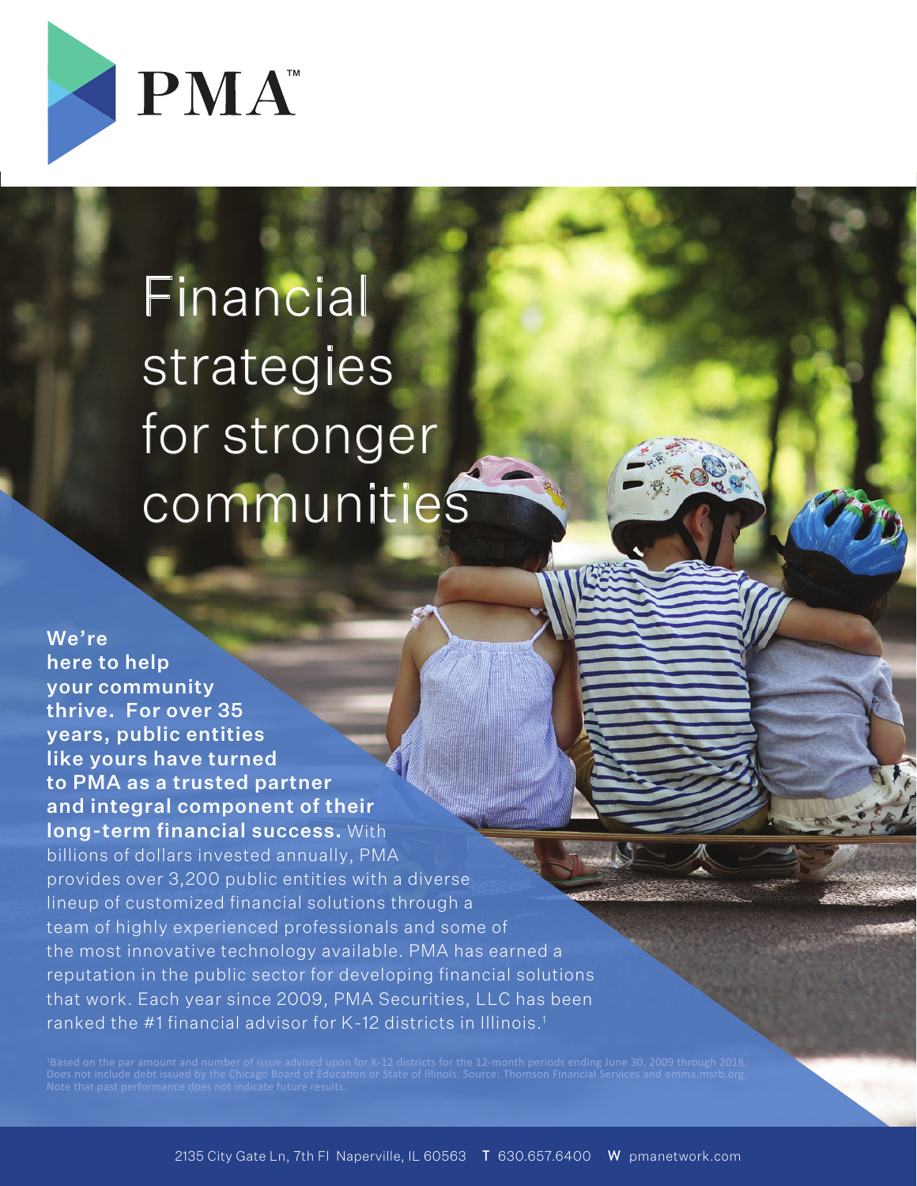# PMA™

# Financial strategies for stronger communities

**We're here to help your community thrive. For over 35 years, public entities like yours have turned to PMA as a trusted partner and integral component of their long-term financial success.** With billions of dollars invested annually, PMA provides over 3,200 public entities with a diverse lineup of customized financial solutions through a team of highly experienced professionals and some of the most innovative technology available. PMA has earned a reputation in the public sector for developing financial solutions that work. Each year since 2009, PMA Securities, LLC has been ranked the #1 financial advisor for K-12 districts in Illinois.[1]

[1]Based on the par amount and number of issue advised upon for K-12 districts for the 12-month periods ending June 30, 2009 through 2018. Does not include debt issued by the Chicago Board of Education or State of Illinois. Source: Thomson Financial Services and emma.msrb.org. Note that past performance does not indicate future results.

2135 City Gate Ln, 7th Fl Naperville, IL 60563 **T** 630.657.6400 **W** pmanetwork.com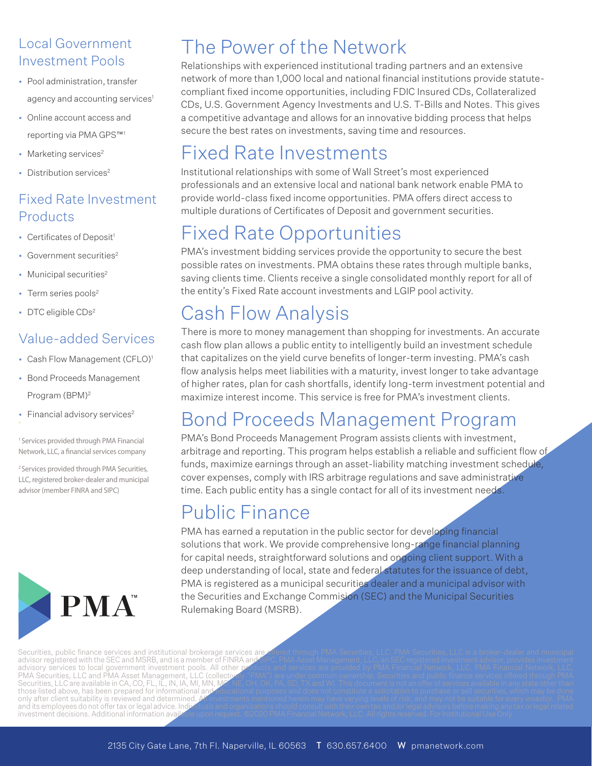## Local Government Investment Pools

- Pool administration, transfer agency and accounting services[1]
- Online account access and reporting via PMA GPS™[1]
- Marketing services[2]
- Distribution services[2]

## Fixed Rate Investment Products

- Certificates of Deposit[1]
- Government securities[2]
- Municipal securities[2]
- Term series pools[2]
- DTC eligible CDs[2]

## Value-added Services

- Cash Flow Management (CFLO)[1]
- Bond Proceeds Management Program (BPM)[2]
- Financial advisory services[2]

[1] Services provided through PMA Financial Network, LLC, a financial services company

[2] Services provided through PMA Securities, LLC, registered broker-dealer and municipal advisor (member FINRA and SIPC)

PMA™

# The Power of the Network

Relationships with experienced institutional trading partners and an extensive network of more than 1,000 local and national financial institutions provide statute-compliant fixed income opportunities, including FDIC Insured CDs, Collateralized CDs, U.S. Government Agency Investments and U.S. T-Bills and Notes. This gives a competitive advantage and allows for an innovative bidding process that helps secure the best rates on investments, saving time and resources.

# Fixed Rate Investments

Institutional relationships with some of Wall Street's most experienced professionals and an extensive local and national bank network enable PMA to provide world-class fixed income opportunities. PMA offers direct access to multiple durations of Certificates of Deposit and government securities.

# Fixed Rate Opportunities

PMA's investment bidding services provide the opportunity to secure the best possible rates on investments. PMA obtains these rates through multiple banks, saving clients time. Clients receive a single consolidated monthly report for all of the entity's Fixed Rate account investments and LGIP pool activity.

# Cash Flow Analysis

There is more to money management than shopping for investments. An accurate cash flow plan allows a public entity to intelligently build an investment schedule that capitalizes on the yield curve benefits of longer-term investing. PMA's cash flow analysis helps meet liabilities with a maturity, invest longer to take advantage of higher rates, plan for cash shortfalls, identify long-term investment potential and maximize interest income. This service is free for PMA's investment clients.

# Bond Proceeds Management Program

PMA's Bond Proceeds Management Program assists clients with investment, arbitrage and reporting. This program helps establish a reliable and sufficient flow of funds, maximize earnings through an asset-liability matching investment schedule, cover expenses, comply with IRS arbitrage regulations and save administrative time. Each public entity has a single contact for all of its investment needs.

# Public Finance

PMA has earned a reputation in the public sector for developing financial solutions that work. We provide comprehensive long-range financial planning for capital needs, straightforward solutions and ongoing client support. With a deep understanding of local, state and federal statutes for the issuance of debt, PMA is registered as a municipal securities dealer and a municipal advisor with the Securities and Exchange Commision (SEC) and the Municipal Securities Rulemaking Board (MSRB).

Securities, public finance services and institutional brokerage services are offered through PMA Securities, LLC. PMA Securities, LLC is a broker-dealer and municipal advisor registered with the SEC and MSRB, and is a member of FINRA and SIPC. PMA Asset Management, LLC, an SEC registered investment advisor, provides investment advisory services to local government investment pools. All other products and services are provided by PMA Financial Network, LLC. PMA Financial Network, LLC, PMA Securities, LLC and PMA Asset Management, LLC (collectively "PMA") are under common ownership. Securities and public finance services offered through PMA Securities, LLC are available in CA, CO, FL, IL, IN, IA, MI, MN, MO, NE, OH, OK, PA, SD, TX and WI. This document is not an offer of services available in any state other than those listed above, has been prepared for informational and educational purposes and does not constitute a solicitation to purchase or sell securities, which may be done only after client suitability is reviewed and determined. All investments mentioned herein may have varying levels of risk, and may not be suitable for every investor. PMA and its employees do not offer tax or legal advice. Individuals and organizations should consult with their own tax and/or legal advisors before making any tax or legal related investment decisions. Additional information available upon request. ©2020 PMA Financial Network, LLC. All rights reserved. For Institutional Use Only

2135 City Gate Lane, 7th Fl. Naperville, IL 60563 **T** 630.657.6400 **W** pmanetwork.com